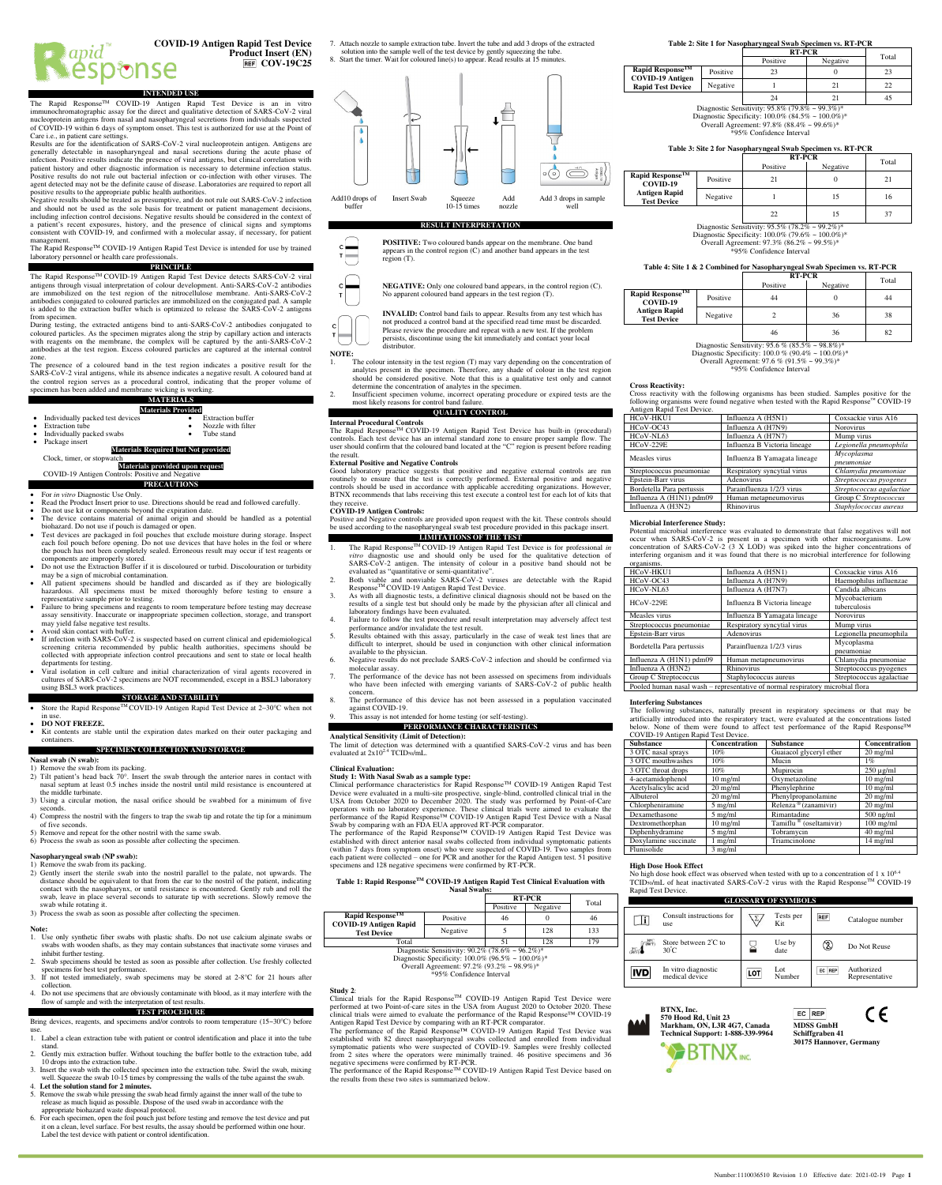# COVID-19 Antigen Rapid Test Device

**Product Insert (EN)**

REF **COV-19C25**

## INTENDED USE

The Rapid Response™ COVID-19 Antigen Rapid Test Device is an in vitro immunochromatographic assay for the direct and qualitative detection of SARS-CoV-2 viral nucleoprotein antigens from nasal and nasopharyngeal secretions from individuals suspected of COVID-19 within 6 days of symptom onset. This test is authorized for use at the Point of Care i.e., in patient care settings.

Results are for the identification of SARS-CoV-2 viral nucleoprotein antigen. Antigens are generally detectable in nasopharyngeal and nasal secretions during the acute phase of infection. Positive results indicate the presence of viral antigens, but clinical correlation with patient history and other diagnostic information is necessary to determine infection status. Positive results do not rule out bacterial infection or co-infection with other viruses. The agent detected may not be the definite cause of disease. Laboratories are required to report all positive results to the appropriate public health authorities.

Negative results should be treated as presumptive, and do not rule out SARS-CoV-2 infection and should not be used as the sole basis for treatment or patient management decisions, including infection control decisions. Negative results should be considered in the context of a patient's recent exposures, history, and the presence of clinical signs and symptoms consistent with COVID-19, and confirmed with a molecular assay, if necessary, for patient management.

The Rapid Response™ COVID-19 Antigen Rapid Test Device is intended for use by trained laboratory personnel or health care professionals.

## PRINCIPLE

The Rapid Response™ COVID-19 Antigen Rapid Test Device detects SARS-CoV-2 viral antigens through visual interpretation of colour development. Anti-SARS-CoV-2 antibodies are immobilized on the test region of the nitrocellulose membrane. Anti-SARS-CoV-2 antibodies conjugated to coloured particles are immobilized on the conjugated pad. A sample is added to the extraction buffer which is optimized to release the SARS-CoV-2 antigens from specimen.

During testing, the extracted antigens bind to anti-SARS-CoV-2 antibodies conjugated to coloured particles. As the specimen migrates along the strip by capillary action and interacts with reagents on the membrane, the complex will be captured by the anti-SARS-CoV-2 antibodies at the test region. Excess coloured particles are captured at the internal control zone.

The presence of a coloured band in the test region indicates a positive result for the SARS-CoV-2 viral antigens, while its absence indicates a negative result. A coloured band at the control region serves as a procedural control, indicating that the proper volume of specimen has been added and membrane wicking is working.

## MATERIALS

**Materials Provided**

- Individually packed test devices
- Extraction tube
- Individually packed swabs
- Package insert
- Extraction buffer
- Nozzle with filter
- Tube stand

**Materials Required but Not provided**

Clock, timer, or stopwatch

**Materials provided upon request**

COVID-19 Antigen Controls: Positive and Negative

## PRECAUTIONS

- For *in vitro* Diagnostic Use Only.
- Read the Product Insert prior to use. Directions should be read and followed carefully.
- Do not use kit or components beyond the expiration date.
- The device contains material of animal origin and should be handled as a potential biohazard. Do not use if pouch is damaged or open.
- Test devices are packaged in foil pouches that exclude moisture during storage. Inspect each foil pouch before opening. Do not use devices that have holes in the foil or where the pouch has not been completely sealed. Erroneous result may occur if test reagents or components are improperly stored.
- Do not use the Extraction Buffer if it is discoloured or turbid. Discolouration or turbidity may be a sign of microbial contamination.
- All patient specimens should be handled and discarded as if they are biologically hazardous. All specimens must be mixed thoroughly before testing to ensure a representative sample prior to testing.
- Failure to bring specimens and reagents to room temperature before testing may decrease assay sensitivity. Inaccurate or inappropriate specimen collection, storage, and transport may yield false negative test results.
- Avoid skin contact with buffer.
- If infection with SARS-CoV-2 is suspected based on current clinical and epidemiological screening criteria recommended by public health authorities, specimens should be collected with appropriate infection control precautions and sent to state or local health departments for testing.
- Viral isolation in cell culture and initial characterization of viral agents recovered in cultures of SARS-CoV-2 specimens are NOT recommended, except in a BSL3 laboratory using BSL3 work practices.

## STORAGE AND STABILITY

- Store the Rapid Response™ COVID-19 Antigen Rapid Test Device at 2~30°C when not in use.
- **DO NOT FREEZE.**
- Kit contents are stable until the expiration dates marked on their outer packaging and containers.

## SPECIMEN COLLECTION AND STORAGE

**Nasal swab (N swab):**

1) Remove the swab from its packing.
2) Tilt patient's head back 70°. Insert the swab through the anterior nares in contact with nasal septum at least 0.5 inches inside the nostril until mild resistance is encountered at the middle turbinate.
3) Using a circular motion, the nasal orifice should be swabbed for a minimum of five seconds.
4) Compress the nostril with the fingers to trap the swab tip and rotate the tip for a minimum of five seconds.
5) Remove and repeat for the other nostril with the same swab.
6) Process the swab as soon as possible after collecting the specimen.

**Nasopharyngeal swab (NP swab):**

1) Remove the swab from its packing.
2) Gently insert the sterile swab into the nostril parallel to the palate, not upwards. The distance should be equivalent to that from the ear to the nostril of the patient, indicating contact with the nasopharynx, or until resistance is encountered. Gently rub and roll the swab, leave in place several seconds to saturate tip with secretions. Slowly remove the swab while rotating it.
3) Process the swab as soon as possible after collecting the specimen.

**Note:**

1. Use only synthetic fiber swabs with plastic shafts. Do not use calcium alginate swabs or swabs with wooden shafts, as they may contain substances that inactivate some viruses and inhibit further testing.
2. Swab specimens should be tested as soon as possible after collection. Use freshly collected specimens for best test performance.
3. If not tested immediately, swab specimens may be stored at 2-8°C for 21 hours after collection.
4. Do not use specimens that are obviously contaminate with blood, as it may interfere with the flow of sample and with the interpretation of test results.

## TEST PROCEDURE

Bring devices, reagents, and specimens and/or controls to room temperature (15~30°C) before use.

1. Label a clean extraction tube with patient or control identification and place it into the tube stand.
2. Gently mix extraction buffer. Without touching the buffer bottle to the extraction tube, add 10 drops into the extraction tube.
3. Insert the swab with the collected specimen into the extraction tube. Swirl the swab, mixing well. Squeeze the swab 10-15 times by compressing the walls of the tube against the swab.
4. **Let the solution stand for 2 minutes.**
5. Remove the swab while pressing the swab head firmly against the inner wall of the tube to release as much liquid as possible. Dispose of the used swab in accordance with the appropriate biohazard waste disposal protocol.
6. For each specimen, open the foil pouch just before testing and remove the test device and put it on a clean, level surface. For best results, the assay should be performed within one hour. Label the test device with patient or control identification.
7. Attach nozzle to sample extraction tube. Invert the tube and add 3 drops of the extracted solution into the sample well of the test device by gently squeezing the tube.
8. Start the timer. Wait for coloured line(s) to appear. Read results at 15 minutes.

Add10 drops of buffer | Insert Swab | Squeeze 10-15 times | Add nozzle | Add 3 drops in sample well

## RESULT INTERPRETATION

**POSITIVE:** Two coloured bands appear on the membrane. One band appears in the control region (C) and another band appears in the test region (T).

**NEGATIVE:** Only one coloured band appears, in the control region (C). No apparent coloured band appears in the test region (T).

**INVALID:** Control band fails to appear. Results from any test which has not produced a control band at the specified read time must be discarded. Please review the procedure and repeat with a new test. If the problem persists, discontinue using the kit immediately and contact your local distributor.

**NOTE:**

1. The colour intensity in the test region (T) may vary depending on the concentration of analytes present in the specimen. Therefore, any shade of colour in the test region should be considered positive. Note that this is a qualitative test only and cannot determine the concentration of analytes in the specimen.
2. Insufficient specimen volume, incorrect operating procedure or expired tests are the most likely reasons for control band failure.

## QUALITY CONTROL

**Internal Procedural Controls**

The Rapid Response™ COVID-19 Antigen Rapid Test Device has built-in (procedural) controls. Each test device has an internal standard zone to ensure proper sample flow. The user should confirm that the coloured band located at the "C" region is present before reading the result.

**External Positive and Negative Controls**

Good laboratory practice suggests that positive and negative external controls are run routinely to ensure that the test is correctly performed. External positive and negative controls should be used in accordance with applicable accrediting organizations. However, BTNX recommends that labs receiving this test execute a control test for each lot of kits that they receive.

**COVID-19 Antigen Controls:**

Positive and Negative controls are provided upon request with the kit. These controls should be used according to the nasopharyngeal swab test procedure provided in this package insert.

## LIMITATIONS OF THE TEST

1. The Rapid Response™ COVID-19 Antigen Rapid Test Device is for professional *in vitro* diagnostic use and should only be used for the qualitative detection of SARS-CoV-2 antigen. The intensity of colour in a positive band should not be evaluated as "quantitative or semi-quantitative".
2. Both viable and nonviable SARS-CoV-2 viruses are detectable with the Rapid Response™ COVID-19 Antigen Rapid Test Device.
3. As with all diagnostic tests, a definitive clinical diagnosis should not be based on the results of a single test but should only be made by the physician after all clinical and laboratory findings have been evaluated.
4. Failure to follow the test procedure and result interpretation may adversely affect test performance and/or invalidate the test result.
5. Results obtained with this assay, particularly in the case of weak test lines that are difficult to interpret, should be used in conjunction with other clinical information available to the physician.
6. Negative results do not preclude SARS-CoV-2 infection and should be confirmed via molecular assay.
7. The performance of the device has not been assessed on specimens from individuals who have been infected with emerging variants of SARS-CoV-2 of public health concern.
8. The performance of this device has not been assessed in a population vaccinated against COVID-19.
9. This assay is not intended for home testing (or self-testing).

## PERFORMANCE CHARACTERISTICS

**Analytical Sensitivity (Limit of Detection):**

The limit of detection was determined with a quantified SARS-CoV-2 virus and has been evaluated at $2 \times 10^{2.4}$ $TCID_{50}$/mL.

**Clinical Evaluation:**

**Study 1: With Nasal Swab as a sample type:**

Clinical performance characteristics for Rapid Response™ COVID-19 Antigen Rapid Test Device were evaluated in a multi-site prospective, single-blind, controlled clinical trial in the USA from October 2020 to December 2020. The study was performed by Point-of-Care operators with no laboratory experience. These clinical trials were aimed to evaluate the performance of the Rapid Response™ COVID-19 Antigen Rapid Test Device with a Nasal Swab by comparing with an FDA EUA approved RT-PCR comparator.

The performance of the Rapid Response™ COVID-19 Antigen Rapid Test Device was established with direct anterior nasal swabs collected from individual symptomatic patients (within 7 days from symptom onset) who were suspected of COVID-19. Two samples from each patient were collected – one for PCR and another for the Rapid Antigen test. 51 positive specimens and 128 negative specimens were confirmed by RT-PCR.

**Table 1: Rapid Response™ COVID-19 Antigen Rapid Test Clinical Evaluation with Nasal Swabs:**

| | | RT-PCR | | Total |
|---|---|---|---|---|
| | | Positive | Negative | |
| Rapid Response™ COVID-19 Antigen Rapid Test Device | Positive | 46 | 0 | 46 |
| | Negative | 5 | 128 | 133 |
| Total | | 51 | 128 | 179 |

Diagnostic Sensitivity: 90.2% (78.6% ~ 96.2%)*
Diagnostic Specificity: 100.0% (96.5% ~ 100.0%)*
Overall Agreement: 97.2% (93.2% ~ 98.9%)*
*95% Confidence Interval

**Study 2:**

Clinical trials for the Rapid Response™ COVID-19 Antigen Rapid Test Device were performed at two Point-of-care sites in the USA from August 2020 to October 2020. These clinical trials were aimed to evaluate the performance of the Rapid Response™ COVID-19 Antigen Rapid Test Device by comparing with an RT-PCR comparator.

The performance of the Rapid Response™ COVID-19 Antigen Rapid Test Device was established with 82 direct nasopharyngeal swabs collected and enrolled from individual symptomatic patients who were suspected of COVID-19. Samples were freshly collected from 2 sites where the operators were minimally trained. 46 positive specimens and 36 negative specimens were confirmed by RT-PCR.

The performance of the Rapid Response™ COVID-19 Antigen Rapid Test Device based on the results from these two sites is summarized below.

**Table 2: Site 1 for Nasopharyngeal Swab Specimen vs. RT-PCR**

| | | RT-PCR | | Total |
|---|---|---|---|---|
| | | Positive | Negative | |
| Rapid Response™ COVID-19 Antigen Rapid Test Device | Positive | 23 | 0 | 23 |
| | Negative | 1 | 21 | 22 |
| | | 24 | 21 | 45 |

Diagnostic Sensitivity: 95.8% (79.8% ~ 99.3%)*
Diagnostic Specificity: 100.0% (84.5% ~ 100.0%)*
Overall Agreement: 97.8% (88.4% ~ 99.6%)*
*95% Confidence Interval

**Table 3: Site 2 for Nasopharyngeal Swab Specimen vs. RT-PCR**

| | | RT-PCR | | Total |
|---|---|---|---|---|
| | | Positive | Negative | |
| Rapid Response™ COVID-19 Antigen Rapid Test Device | Positive | 21 | 0 | 21 |
| | Negative | 1 | 15 | 16 |
| | | 22 | 15 | 37 |

Diagnostic Sensitivity: 95.5% (78.2% ~ 99.2%)*
Diagnostic Specificity: 100.0% (79.6% ~ 100.0%)*
Overall Agreement: 97.3% (86.2% ~ 99.5%)*
*95% Confidence Interval

**Table 4: Site 1 & 2 Combined for Nasopharyngeal Swab Specimen vs. RT-PCR**

| | | RT-PCR | | Total |
|---|---|---|---|---|
| | | Positive | Negative | |
| Rapid Response™ COVID-19 Antigen Rapid Test Device | Positive | 44 | 0 | 44 |
| | Negative | 2 | 36 | 38 |
| | | 46 | 36 | 82 |

Diagnostic Sensitivity: 95.6 % (85.5% ~ 98.8%)*
Diagnostic Specificity: 100.0 % (90.4% ~ 100.0%)*
Overall Agreement: 97.6 % (91.5% ~ 99.3%)*
*95% Confidence Interval

**Cross Reactivity:**

Cross reactivity with the following organisms has been studied. Samples positive for the following organisms were found negative when tested with the Rapid Response™ COVID-19 Antigen Rapid Test Device.

| | | |
|---|---|---|
| HCoV-HKU1 | Influenza A (H5N1) | Coxsackie virus A16 |
| HCoV-OC43 | Influenza A (H7N9) | Norovirus |
| HCoV-NL63 | Influenza A (H7N7) | Mump virus |
| HCoV-229E | Influenza B Victoria lineage | *Legionella pneumophila* |
| Measles virus | Influenza B Yamagata lineage | *Mycoplasma pneumoniae* |
| Streptococcus pneumoniae | Respiratory syncytial virus | *Chlamydia pneumoniae* |
| Epstein-Barr virus | Adenovirus | *Streptococcus pyogenes* |
| Bordetella Para pertussis | Parainfluenza 1/2/3 virus | *Streptococcus agalactiae* |
| Influenza A (H1N1) pdm09 | Human metapneumovirus | Group C *Streptococcus* |
| Influenza A (H3N2) | Rhinovirus | *Staphylococcus aureus* |

**Microbial Interference Study:**

Potential microbial interference was evaluated to demonstrate that false negatives will not occur when SARS-CoV-2 is present in a specimen with other microorganisms. Low concentration of SARS-CoV-2 (3 X LOD) was spiked into the higher concentrations of interfering organism and it was found that there is no microbial interference for following organisms.

| | | |
|---|---|---|
| HCoV-HKU1 | Influenza A (H5N1) | Coxsackie virus A16 |
| HCoV-OC43 | Influenza A (H7N9) | Haemophilus influenzae |
| HCoV-NL63 | Influenza A (H7N7) | Candida albicans |
| HCoV-229E | Influenza B Victoria lineage | Mycobacterium tuberculosis |
| Measles virus | Influenza B Yamagata lineage | Norovirus |
| Streptococcus pneumoniae | Respiratory syncytial virus | Mump virus |
| Epstein-Barr virus | Adenovirus | Legionella pneumophila |
| Bordetella Para pertussis | Parainfluenza 1/2/3 virus | Mycoplasma pneumoniae |
| Influenza A (H1N1) pdm09 | Human metapneumovirus | Chlamydia pneumoniae |
| Influenza A (H3N2) | Rhinovirus | Streptococcus pyogenes |
| Group C Streptococcus | Staphylococcus aureus | Streptococcus agalactiae |
| Pooled human nasal wash – representative of normal respiratory microbial flora | | |

**Interfering Substances**

The following substances, naturally present in respiratory specimens or that may be artificially introduced into the respiratory tract, were evaluated at the concentrations listed below. None of them were found to affect test performance of the Rapid Response™ COVID-19 Antigen Rapid Test Device.

| Substance | Concentration | Substance | Concentration |
|---|---|---|---|
| 3 OTC nasal sprays | 10% | Guaiacol glyceryl ether | 20 mg/ml |
| 3 OTC mouthwashes | 10% | Mucin | 1% |
| 3 OTC throat drops | 10% | Mupirocin | 250 μg/ml |
| 4-acetamidophenol | 10 mg/ml | Oxymetazoline | 10 mg/ml |
| Acetylsalicylic acid | 20 mg/ml | Phenylephrine | 10 mg/ml |
| Albuterol | 20 mg/ml | Phenylpropanolamine | 20 mg/ml |
| Chlorpheniramine | 5 mg/ml | Relenza® (zanamivir) | 20 mg/ml |
| Dexamethasone | 5 mg/ml | Rimantadine | 500 ng/ml |
| Dextromethorphan | 10 mg/ml | Tamiflu® (oseltamivir) | 100 mg/ml |
| Diphenhydramine | 5 mg/ml | Tobramycin | 40 mg/ml |
| Doxylamine succinate | 1 mg/ml | Triamcinolone | 14 mg/ml |
| Flunisolide | 3 mg/ml | | |

**High Dose Hook Effect**

No high dose hook effect was observed when tested with up to a concentration of $1 \times 10^{6.4}$ $TCID_{50}$/mL of heat inactivated SARS-CoV-2 virus with the Rapid Response™ COVID-19 Rapid Test Device.

## GLOSSARY OF SYMBOLS

| | | | | | |
|---|---|---|---|---|---|
| | Consult instructions for use | | Tests per Kit | REF | Catalogue number |
| | Store between 2°C to 30°C | | Use by date | | Do Not Reuse |
| IVD | In vitro diagnostic medical device | LOT | Lot Number | EC REP | Authorized Representative |

**BTNX, Inc.**
**570 Hood Rd, Unit 23**
**Markham, ON, L3R 4G7, Canada**
**Technical Support: 1-888-339-9964**

EC REP
**MDSS GmbH**
**Schiffgraben 41**
**30175 Hannover, Germany**

Number:1110036510 Revision 1.0 Effective date: 2021-02-19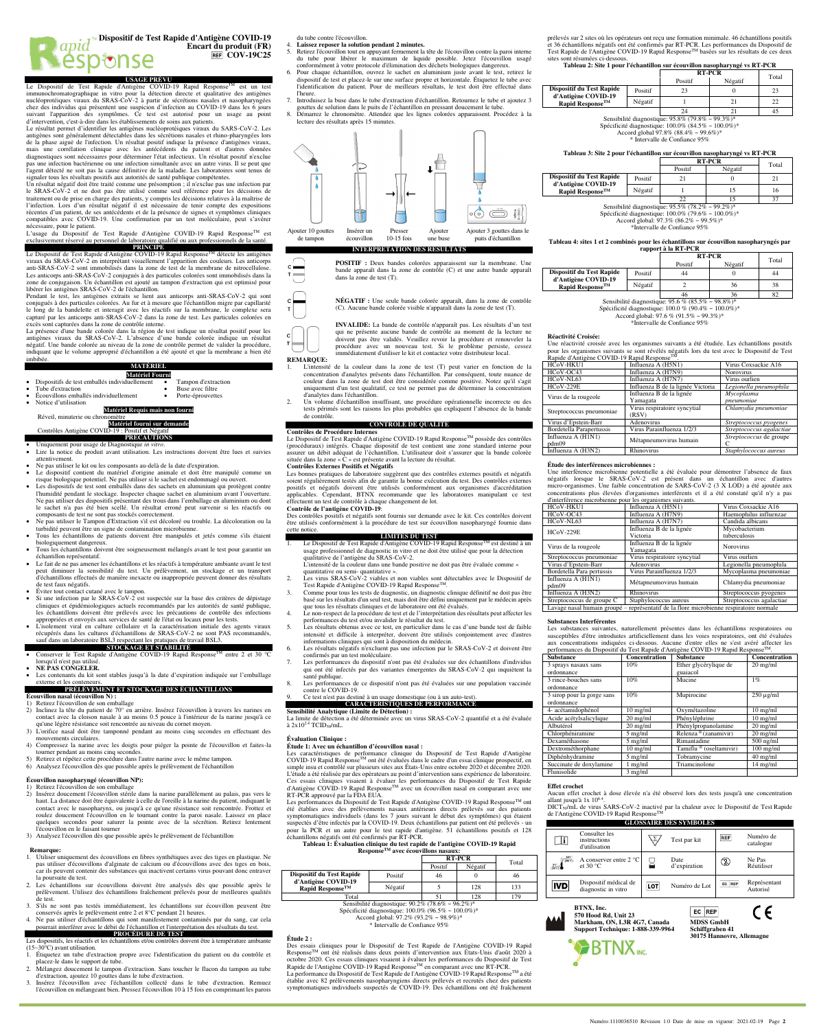# Dispositif de Test Rapide d'Antigène COVID-19

**Encart du produit (FR)**

REF COV-19C25

## USAGE PRÉVU

Le Dispositif de Test Rapide d'Antigène COVID-19 Rapid Response™ est un test immunochromatographique in vitro pour la détection directe et qualitative des antigènes nucléoprotéiques viraux du SARS-CoV-2 à partir de sécrétions nasales et nasopharyngées chez des individus qui présentent une suspicion d'infection au COVID-19 dans les 6 jours suivant l'apparition des symptômes. Ce test est autorisé pour un usage au point d'intervention, c'est-à-dire dans les établissements de soins aux patients.

Le résultat permet d'identifier les antigènes nucléoprotéiques viraux du SARS-CoV-2. Les antigènes sont généralement détectables dans les sécrétions nasales et rhino-pharyngées lors de la phase aiguë de l'infection. Un résultat positif indique la présence d'antigènes viraux, mais une corrélation clinique avec les antécédents du patient et d'autres données diagnostiques sont nécessaires pour déterminer l'état infectieux. Un résultat positif n'exclut pas une infection bactérienne ou une infection simultanée avec un autre virus. Il se peut que l'agent détecté ne soit pas la cause définitive de la maladie. Les laboratoires sont tenus de signaler tous les résultats positifs aux autorités de santé publique compétentes.

Un résultat négatif doit être traité comme une présomption ; il n'exclue pas une infection par le SRAS-CoV-2 et ne doit pas être utilisé comme seul référence pour les décisions de traitement ou de prise en charge des patients, y compris les décisions relatives à la maîtrise de l'infection. Lors d'un résultat négatif il est nécessaire de tenir compte des expositions récentes d'un patient, de ses antécédents et de la présence de signes et symptômes cliniques compatibles avec COVID-19. Une confirmation par un test moléculaire, peut s'avérer nécessaire, pour le patient.

L'usage du Dispositif de Test Rapide d'Antigène COVID-19 Rapid Response™ est exclusivement réservé au personnel de laboratoire qualifié ou aux professionnels de la santé.

## PRINCIPE

Le Dispositif de Test Rapide d'Antigène COVID-19 Rapid Response™ détecte les antigènes viraux du SRAS-CoV-2 en interprétant visuellement l'apparition des couleurs. Les anticorps anti-SRAS-CoV-2 sont immobilisés dans la zone de test de la membrane de nitrocellulose. Les anticorps anti-SRAS-CoV-2 conjugués à des particules colorées sont immobilisés dans la zone de conjugaison. Un échantillon est ajouté au tampon d'extraction qui est optimisé pour libérer les antigènes SRAS-CoV-2 de l'échantillon.

Pendant le test, les antigènes extraits se lient aux anticorps anti-SRAS-CoV-2 qui sont conjugués à des particules colorées. Au fur et à mesure que l'échantillon migre par capillarité le long de la bandelette et interagit avec les réactifs sur la membrane, le complexe sera capturé par les anticorps anti-SRAS-CoV-2 dans la zone de test. Les particules colorées en excès sont capturées dans la zone de contrôle interne.

La présence d'une bande colorée dans la région de test indique un résultat positif pour les antigènes viraux du SRAS-CoV-2. L'absence d'une bande colorée indique un résultat négatif. Une bande colorée au niveau de la zone de contrôle permet de valider la procédure, indiquant que le volume approprié d'échantillon a été ajouté et que la membrane a bien été imbibée.

## MATÉRIEL

### Matériel Fourni

- Dispositifs de test emballés individuellement
- Tube d'extraction
- Écouvillons emballés individuellement
- Notice d'utilisation
- Tampon d'extraction
- Buse avec filtre
- Porte-éprouvettes

### Matériel Requis mais non fourni

Réveil, minuterie ou chronomètre

### Matériel fourni sur demande

Contrôles Antigène COVID-19 : Positif et Négatif

## PRECAUTIONS

- Uniquement pour usage de Diagnostique *in vitro*.
- Lire la notice du produit avant utilisation. Les instructions doivent être lues et suivies attentivement.
- Ne pas utiliser le kit ou les composants au-delà de la date d'expiration.
- Le dispositif contient du matériel d'origine animale et doit être manipulé comme un risque biologique potentiel. Ne pas utiliser si le sachet est endommagé ou ouvert.
- Les dispositifs de test sont emballés dans des sachets en aluminium qui protègent contre l'humidité pendant le stockage. Inspecter chaque sachet en aluminium avant l'ouverture. Ne pas utiliser des dispositifs présentant des trous dans l'emballage en aluminium ou dont le sachet n'a pas été bien scellé. Un résultat erroné peut survenir si les réactifs ou composants de test ne sont pas stockés correctement.
- Ne pas utiliser le Tampon d'Extraction s'il est décoloré ou trouble. La décoloration ou la turbidité peuvent être un signe de contamination microbienne.
- Tous les échantillons de patients doivent être manipulés et jetés comme s'ils étaient biologiquement dangereux.
- Tous les échantillons doivent être soigneusement mélangés avant le test pour garantir un échantillon représentatif.
- Le fait de ne pas amener les échantillons et les réactifs à température ambiante avant le test peut diminuer la sensibilité du test. Un prélèvement, un stockage et un transport d'échantillons effectués de manière inexacte ou inappropriée peuvent donner des résultats de test faux négatifs.
- Éviter tout contact cutané avec le tampon.
- Si une infection par le SRAS-CoV-2 est suspectée sur la base des critères de dépistage cliniques et épidémiologiques actuels recommandés par les autorités de santé publique, les échantillons doivent être prélevés avec les précautions de contrôle des infections appropriées et envoyés aux services de santé de l'état ou locaux pour les tests.
- L'isolement viral en culture cellulaire et la caractérisation initiale des agents viraux récupérés dans les cultures d'échantillons de SRAS-CoV-2 ne sont PAS recommandés, sauf dans un laboratoire BSL3 respectant les pratiques de travail BSL3.

## STOCKAGE ET STABILITÉ

- Conserver le Test Rapide d'Antigène COVID-19 Rapid Response™ entre 2 et 30 °C lorsqu'il n'est pas utilisé.
- **NE PAS CONGELER.**
- Les contenants du kit sont stables jusqu'à la date d'expiration indiquée sur l'emballage externe et les contenants.

## PRÉLÈVEMENT ET STOCKAGE DES ÉCHANTILLONS

### Écouvillon nasal (écouvillon N) :

1) Retirez l'écouvillon de son emballage
2) Inclinez la tête du patient de 70° en arrière. Insérez l'écouvillon à travers les narines en contact avec la cloison nasale à au moins 0.5 pouce à l'intérieur de la narine jusqu'à ce qu'une légère résistance soit rencontrée au niveau du cornet moyen.
3) L'orifice nasal doit être tamponné pendant au moins cinq secondes en effectuant des mouvements circulaires.
4) Compressez la narine avec les doigts pour piéger la pointe de l'écouvillon et faites-la tourner pendant au moins cinq secondes.
5) Retirez et répétez cette procédure dans l'autre narine avec le même tampon.
6) Analysez l'écouvillon dès que possible après le prélèvement de l'échantillon

### Écouvillon nasopharyngé (écouvillon NP):

1) Retirez l'écouvillon de son emballage
2) Insérez doucement l'écouvillon stérile dans la narine parallèlement au palais, pas vers le haut. La distance doit être équivalente à celle de l'oreille à la narine du patient, indiquant le contact avec le nasopharynx, ou jusqu'à ce qu'une résistance soit rencontrée. Frottez et roulez doucement l'écouvillon en le tournant contre la paroi nasale. Laissez en place quelques secondes pour saturer la pointe avec de la sécrétion. Retirez lentement l'écouvillon en le faisant tourner
3) Analysez l'écouvillon dès que possible après le prélèvement de l'échantillon

**Remarque:**

1. Utiliser uniquement des écouvillons en fibres synthétiques avec des tiges en plastique. Ne pas utiliser d'écouvillons d'alginate de calcium ou d'écouvillons avec des tiges en bois, car ils peuvent contenir des substances qui inactivent certains virus pouvant donc entraver la poursuite du test.
2. Les échantillons sur écouvillons doivent être analysés dès que possible après le prélèvement. Utilisez des échantillons fraîchement prélevés pour de meilleures qualités de test.
3. S'ils ne sont pas testés immédiatement, les échantillons sur écouvillon peuvent être conservés après le prélèvement entre 2 et 8°C pendant 21 heures.
4. Ne pas utiliser d'échantillons qui sont manifestement contaminés par du sang, car cela pourrait interférer avec le débit de l'échantillon et l'interprétation des résultats du test.

## PROCEDURE DE TEST

Les dispositifs, les réactifs et les échantillons et/ou contrôles doivent être à température ambiante (15–30°C) avant utilisation.

1. Étiquetez un tube d'extraction propre avec l'identification du patient ou du contrôle et placez-le dans le support de tube.
2. Mélangez doucement le tampon d'extraction. Sans toucher le flacon du tampon au tube d'extraction, ajoutez 10 gouttes dans le tube d'extraction.
3. Insérez l'écouvillon avec l'échantillon collecté dans le tube d'extraction. Remuez l'écouvillon en mélangeant bien. Pressez l'écouvillon 10 à 15 fois en comprimant les parois du tube contre l'écouvillon.
4. **Laissez reposer la solution pendant 2 minutes.**
5. Retirez l'écouvillon tout en appuyant fermement la tête de l'écouvillon contre la paroi interne du tube pour libérer le maximum de liquide possible. Jetez l'écouvillon usagé conformément à votre protocole d'élimination des déchets biologiques dangereux.
6. Pour chaque échantillon, ouvrez le sachet en aluminium juste avant le test, retirez le dispositif de test et placez-le sur une surface propre et horizontale. Étiquetez le tube avec l'identification du patient. Pour de meilleurs résultats, le test doit être effectué dans l'heure.
7. Introduisez la buse dans le tube d'extraction d'échantillon. Retournez le tube et ajoutez 3 gouttes de solution dans le puits de l'échantillon en pressant doucement le tube.
8. Démarrez le chronomètre. Attendez que les lignes colorées apparaissent. Procédez à la lecture des résultats après 15 minutes.

Ajouter 10 gouttes de tampon — Insérer un écouvillon — Presser 10-15 fois — Ajouter une buse — Ajouter 3 gouttes dans le puits d'échantillon

## INTERPRETATION DES RESULTATS

**POSITIF :** Deux bandes colorées apparaissent sur la membrane. Une bande apparaît dans la zone de contrôle (C) et une autre bande apparaît dans la zone de test (T).

**NÉGATIF :** Une seule bande colorée apparaît, dans la zone de contrôle (C). Aucune bande colorée visible n'apparaît dans la zone de test (T).

**INVALIDE:** La bande de contrôle n'apparaît pas. Les résultats d'un test qui ne présente aucune bande de contrôle au moment de la lecture ne doivent pas être validés. Veuillez revoir la procédure et renouveler la procédure avec un nouveau test. Si le problème persiste, cessez immédiatement d'utiliser le kit et contactez votre distributeur local.

**REMARQUE:**

1. L'intensité de la couleur dans la zone de test (T) peut varier en fonction de la concentration d'analytes présents dans l'échantillon. Par conséquent, toute nuance de couleur dans la zone de test doit être considérée comme positive. Notez qu'il s'agit uniquement d'un test qualitatif, ce test ne permet pas de déterminer la concentration d'analytes dans l'échantillon.
2. Un volume d'échantillon insuffisant, une procédure opérationnelle incorrecte ou des tests périmés sont les raisons les plus probables qui expliquent l'absence de la bande de contrôle.

## CONTROLE DE QUALITE

**Contrôles de Procédure Internes**

Le Dispositif de Test Rapide d'Antigène COVID-19 Rapid Response™ possède des contrôles (procéduraux) intégrés. Chaque dispositif de test contient une zone standard interne pour assurer un débit adéquat de l'échantillon. L'utilisateur doit s'assurer que la bande colorée située dans la zone « C » est présente avant la lecture du résultat.

**Contrôles Externes Positifs et Négatifs**

Les bonnes pratiques de laboratoire suggèrent que des contrôles externes positifs et négatifs soient régulièrement testés afin de garantir la bonne exécution du test. Des contrôles externes positifs et négatifs doivent être utilisés conformément aux organismes d'accréditation applicables. Cependant, BTNX recommande que les laboratoires manipulant ce test effectuent un test de contrôle à chaque changement de lot.

**Contrôle de l'antigène COVID-19**:

Des contrôles positifs et négatifs sont fournis sur demande avec le kit. Ces contrôles doivent être utilisés conformément à la procédure de test sur écouvillon nasopharyngé fournie dans cette notice.

## LIMITES DU TEST

1. Le Dispositif de Test Rapide d'Antigène COVID-19 Rapid Response™ est destiné à un usage professionnel de diagnostic in vitro et ne doit être utilisé que pour la détection qualitative de l'antigène du SRAS-CoV-2.
   L'intensité de la couleur dans une bande positive ne doit pas être évaluée comme « quantitative ou semi- quantitative ».
2. Les virus SRAS-CoV-2 viables et non viables sont détectables avec le Dispositif de Test Rapide d'Antigène COVID-19 Rapid Response™.
3. Comme pour tous les tests de diagnostic, un diagnostic clinique définitif ne doit pas être basé sur les résultats d'un seul test, mais doit être défini uniquement par le médecin après que tous les résultats cliniques et de laboratoire ont été évalués.
4. Le non-respect de la procédure de test et de l'interprétation des résultats peut affecter les performances du test et/ou invalider le résultat du test.
5. Les résultats obtenus avec ce test, en particulier dans le cas d'une bande test de faible intensité et difficile à interpréter, doivent être utilisés conjointement avec d'autres informations cliniques qui sont à disposition du médecin.
6. Les résultats négatifs n'excluent pas une infection par le SRAS-CoV-2 et doivent être confirmés par un test moléculaire.
7. Les performances du dispositif n'ont pas été évaluées sur des échantillons d'individus qui ont été infectés par des variantes émergentes du SRAS-CoV-2 qui inquiètent la santé publique.
8. Les performances de ce dispositif n'ont pas été évaluées sur une population vaccinée contre le COVID-19.
9. Ce test n'est pas destiné à un usage domestique (ou à un auto-test).

## CARACTERISTIQUES DE PERFORMANCE

**Sensibilité Analytique (Limite de Détection) :**

La limite de détection a été déterminée avec un virus SRAS-CoV-2 quantifié et a été évaluée à $2x10^{2.4}$ $TCID_{50}$/mL.

**Évaluation Clinique :**

**Étude 1: Avec un échantillon d'écouvillon nasal :**

Les caractéristiques de performance clinique du Dispositif de Test Rapide d'Antigène COVID-19 Rapid Response™ ont été évaluées dans le cadre d'un essai clinique prospectif, en simple insu et contrôlé sur plusieurs sites aux États-Unis entre octobre 2020 et décembre 2020. L'étude a été réalisée par des opérateurs au point d'intervention sans expérience de laboratoire. Ces essais cliniques visaient à évaluer les performances du Dispositif de Test Rapide d'Antigène COVID-19 Rapid Response™ avec un écouvillon nasal en comparant avec une RT-PCR approuvé par la FDA EUA.

Les performances du Dispositif de Test Rapide d'Antigène COVID-19 Rapid Response™ ont été établies avec des prélèvements nasaux antérieurs directs prélevés sur des patients symptomatiques individuels (dans les 7 jours suivant le début des symptômes) qui étaient suspectés d'être infectés par la COVID-19. Deux échantillons par patient ont été prélevés - un pour la PCR et un autre pour le test rapide d'antigène. 51 échantillons positifs et 128 échantillons négatifs ont été confirmés par RT-PCR.

**Tableau 1: Évaluation clinique du test rapide de l'antigène COVID-19 Rapid Response™ avec écouvillons nasaux:**

| | | RT-PCR | | Total |
|---|---|---|---|---|
| | | Positif | Négatif | |
| Dispositif du Test Rapide d'Antigène COVID-19 Rapid Response™ | Positif | 46 | 0 | 46 |
| | Négatif | 5 | 128 | 133 |
| Total | | 51 | 128 | 179 |

Sensibilité diagnostique: 90.2% (78.6% – 96.2%)*
Spécificité diagnostique: 100.0% (96.5% – 100.0%)*
Accord global: 97.2% (93.2% – 98.9%)*
* Intervalle de Confiance 95%

**Étude 2 :**

Des essais cliniques pour le Dispositif de Test Rapide de l'Antigène COVID-19 Rapid Response™ ont été réalisés dans deux points d'intervention aux États-Unis d'août 2020 à octobre 2020. Ces essais cliniques visaient à évaluer les performances du Dispositif de Test Rapide de l'Antigène COVID-19 Rapid Response™ en comparant avec une RT-PCR.

La performance du Dispositif de Test Rapide de l'Antigène COVID-19 Rapid Response™ a été établie avec 82 prélèvements nasopharyngés directs prélevés et recrutés chez des patients symptomatiques individuels suspectés de COVID-19. Des échantillons ont été fraichement prélevés sur 2 sites où les opérateurs ont reçu une formation minimale. 46 échantillons positifs et 36 échantillons négatifs ont été confirmés par RT-PCR. Les performances du Dispositif de Test Rapide de l'Antigène COVID-19 Rapid Response™ basées sur les résultats de ces deux sites sont résumées ci-dessous.

**Tableau 2: Site 1 pour l'échantillon sur écouvillon nasopharyngé vs RT-PCR**

| | | RT-PCR | | Total |
|---|---|---|---|---|
| | | Positif | Négatif | |
| Dispositif du Test Rapide d'Antigène COVID-19 Rapid Response™ | Positif | 23 | 0 | 23 |
| | Négatif | 1 | 21 | 22 |
| | | 24 | 21 | 45 |

Sensibilité diagnostique: 95.8% (79.8% – 99.3%)*
Spécificité diagnostique: 100.0% (84.5% – 100.0%)*
Accord global 97.8% (88.4% – 99.6%)*
* Intervalle de Confiance 95%

**Tableau 3: Site 2 pour l'échantillon sur écouvillon nasopharyngé vs RT-PCR**

| | | RT-PCR | | Total |
|---|---|---|---|---|
| | | Positif | Négatif | |
| Dispositif du Test Rapide d'Antigène COVID-19 Rapid Response™ | Positif | 21 | 0 | 21 |
| | Négatif | 1 | 15 | 16 |
| | | 22 | 15 | 37 |

Sensibilité diagnostique: 95.5% (78.2% – 99.2%)*
Spécificité diagnostique: 100.0% (79.6% – 100.0%)*
Accord global: 97.3% (86.2% – 99.5%)*
*Intervalle de Confiance 95%

**Tableau 4: sites 1 et 2 combinés pour les échantillons sur écouvillon nasopharyngés par rapport à la RT-PCR**

| | | RT-PCR | | Total |
|---|---|---|---|---|
| | | Positif | Négatif | |
| Dispositif du Test Rapide d'Antigène COVID-19 Rapid Response™ | Positif | 44 | 0 | 44 |
| | Négatif | 2 | 36 | 38 |
| | | 46 | 36 | 82 |

Sensibilité diagnostique: 95.6 % (85.5% – 98.8%)*
Spécificité diagnostique: 100.0 % (90.4% – 100.0%)*
Accord global: 97.6 % (91.5% – 99.3%)*
*Intervalle de Confiance 95%

**Réactivité Croisée:**

Une réactivité croisée avec les organismes suivants a été étudiée. Les échantillons positifs pour les organismes suivants se sont révélés négatifs lors du test avec le Dispositif de Test Rapide d'Antigène COVID-19 Rapid Response™.

| | | |
|---|---|---|
| HCoV-HKU1 | Influenza A (H5N1) | Virus Coxsackie A16 |
| HCoV-OC43 | Influenza A (H7N9) | Norovirus |
| HCoV-NL63 | Influenza A (H7N7) | Virus ourlien |
| HCoV-229E | Influenza B de la lignée Victoria | *Legionella pneumophila* |
| Virus de la rougeole | Influenza B de la lignée Yamagata | *Mycoplasma pneumoniae* |
| Streptococcus pneumoniae | Virus respiratoire syncytial (RSV) | *Chlamydia pneumoniae* |
| Virus d'Epstein-Barr | Adenovirus | *Streptococcus pyogenes* |
| Bordetella Parapertussis | Virus Parainfluenza 1/2/3 | *Streptococcus agalactiae* |
| Influenza A (H1N1) pdm09 | Métapneumovirus humain | *Streptococcus* de groupe C |
| Influenza A (H3N2) | Rhinovirus | *Staphylococcus aureus* |

**Étude des interférences microbiennes :**

Une interférence microbienne potentielle a été évaluée pour démontrer l'absence de faux négatifs lorsque le SRAS-CoV-2 est présent dans un échantillon avec d'autres micro-organismes. Une faible concentration de SARS-CoV-2 (3 X LOD) a été ajoutée aux concentrations plus élevées d'organismes interférents et il a été constaté qu'il n'y a pas d'interférence microbienne pour les organismes suivants.

| | | |
|---|---|---|
| HCoV-HKU1 | Influenza A (H5N1) | Virus Coxsackie A16 |
| HCoV-OC43 | Influenza A (H7N9) | Haemophilus influenzae |
| HCoV-NL63 | Influenza A (H7N7) | Candida albicans |
| HCoV-229E | Influenza B de la lignée Victoria | Mycobacterium tuberculosis |
| Virus de la rougeole | Influenza B de la lignée Yamagata | Norovirus |
| Streptococcus pneumoniae | Virus respiratoire syncytial | Virus ourlien |
| Virus d'Epstein-Barr | Adenovirus | Legionella pneumophila |
| Bordetella Para pertussis | Virus Parainfluenza 1/2/3 | Mycoplasma pneumoniae |
| Influenza A (H1N1) pdm09 | Métapneumovirus humain | Chlamydia pneumoniae |
| Influenza A (H3N2) | Rhinovirus | Streptococcus pyogenes |
| Streptococcus de groupe C | Staphylococcus aureus | Streptococcus agalactiae |
| Lavage nasal humain groupé – représentatif de la flore microbienne respiratoire normale | | |

**Substances Interférentes**

Les substances suivantes, naturellement présentes dans les échantillons respiratoires ou susceptibles d'être introduites artificiellement dans les voies respiratoires, ont été évaluées aux concentrations indiquées ci-dessous. Aucune d'entre elles ne s'est avérée affecter les performances du Dispositif du Test Rapide d'Antigène COVID-19 Rapid Response™.

| Substance | Concentration | Substance | Concentration |
|---|---|---|---|
| 3 sprays nasaux sans ordonnance | 10% | Éther glycérylique de guaiacol | 20 mg/ml |
| 3 rince-bouches sans ordonnance | 10% | Mucine | 1% |
| 3 sirop pour la gorge sans ordonnance | 10% | Mupirocine | 250 µg/ml |
| 4- acétamidophénol | 10 mg/ml | Oxymétazoline | 10 mg/ml |
| Acide acétylsalicylique | 20 mg/ml | Phényléphrine | 10 mg/ml |
| Albutérol | 20 mg/ml | Phénylpropanolamine | 20 mg/ml |
| Chlorphéniramine | 5 mg/ml | Relenza ® (zanamivir) | 20 mg/ml |
| Dexaméthasone | 5 mg/ml | Rimantadine | 500 ng/ml |
| Dextrométhorphane | 10 mg/ml | Tamiflu ® (oseltamivir) | 100 mg/ml |
| Diphénhydramine | 5 mg/ml | Tobramycine | 40 mg/ml |
| Succinate de doxylamine | 1 mg/ml | Triamcinolone | 14 mg/ml |
| Flunisolide | 3 mg/ml | | |

**Effet crochet**

Aucun effet crochet à dose élevée n'a été observé lors des tests jusqu'à une concentration allant jusqu'à $1x\ 10^{6.4}$.

$DICT_{50}$/mL de virus SARS-CoV-2 inactivé par la chaleur avec le Dispositif de Test Rapide de l'Antigène COVID-19 Rapid Response™

## GLOSSAIRE DES SYMBOLES

| | | |
|---|---|---|
| Consulter les instructions d'utilisation | Test par kit | Numéro de catalogue |
| A conserver entre 2 °C et 30 °C | Date d'expiration | Ne Pas Réutiliser |
| Dispositif médical de diagnostic in vitro | Numéro de Lot | Représentant Autorisé |

**BTNX, Inc.**
570 Hood Rd, Unit 23
Markham, ON, L3R 4G7, Canada
Support Technique: 1-888-339-9964

EC REP
**MDSS GmbH**
Schiffgraben 41
30175 Hannovre, Allemagne

Numéro:1110036510 Révision 1.0 Date de mise en vigueur: 2021-02-19